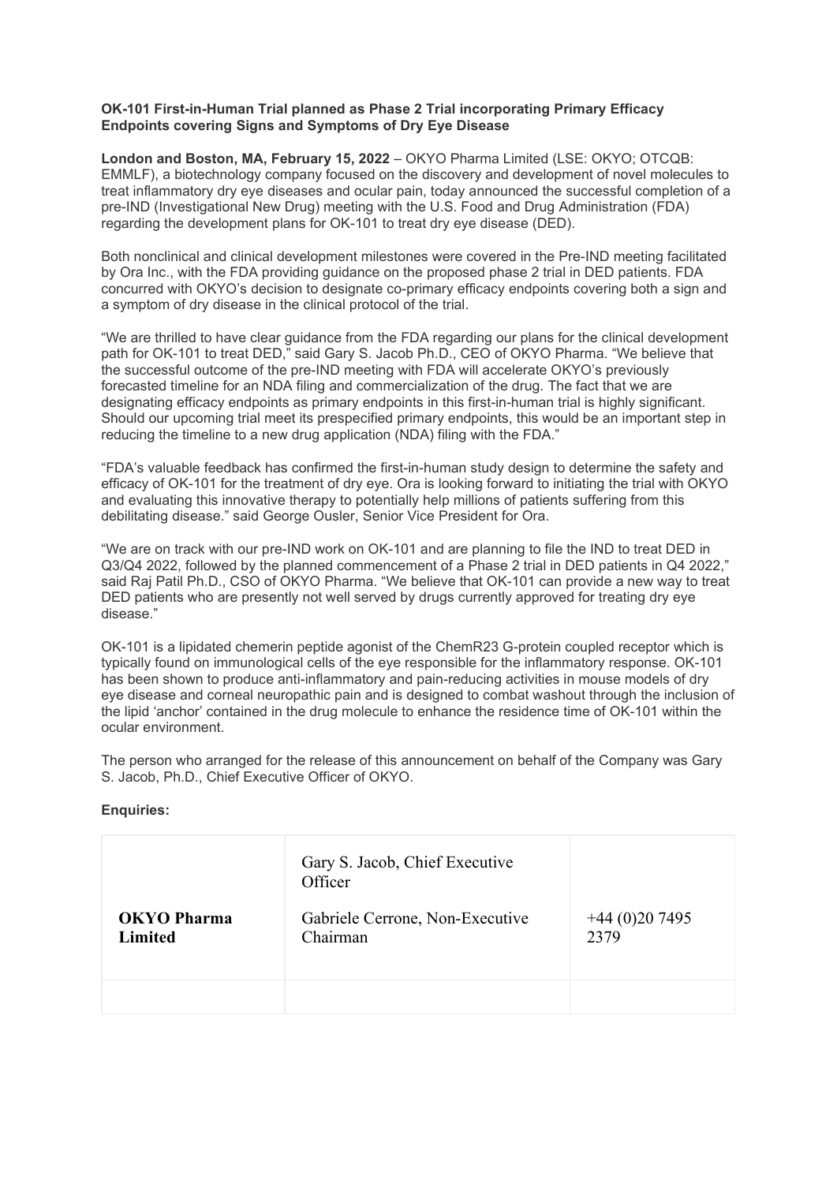**OK-101 First-in-Human Trial planned as Phase 2 Trial incorporating Primary Efficacy Endpoints covering Signs and Symptoms of Dry Eye Disease**

**London and Boston, MA, February 15, 2022** – OKYO Pharma Limited (LSE: OKYO; OTCQB: EMMLF), a biotechnology company focused on the discovery and development of novel molecules to treat inflammatory dry eye diseases and ocular pain, today announced the successful completion of a pre-IND (Investigational New Drug) meeting with the U.S. Food and Drug Administration (FDA) regarding the development plans for OK-101 to treat dry eye disease (DED).

Both nonclinical and clinical development milestones were covered in the Pre-IND meeting facilitated by Ora Inc., with the FDA providing guidance on the proposed phase 2 trial in DED patients. FDA concurred with OKYO's decision to designate co-primary efficacy endpoints covering both a sign and a symptom of dry disease in the clinical protocol of the trial.

"We are thrilled to have clear guidance from the FDA regarding our plans for the clinical development path for OK-101 to treat DED," said Gary S. Jacob Ph.D., CEO of OKYO Pharma. "We believe that the successful outcome of the pre-IND meeting with FDA will accelerate OKYO's previously forecasted timeline for an NDA filing and commercialization of the drug. The fact that we are designating efficacy endpoints as primary endpoints in this first-in-human trial is highly significant. Should our upcoming trial meet its prespecified primary endpoints, this would be an important step in reducing the timeline to a new drug application (NDA) filing with the FDA."

"FDA's valuable feedback has confirmed the first-in-human study design to determine the safety and efficacy of OK-101 for the treatment of dry eye. Ora is looking forward to initiating the trial with OKYO and evaluating this innovative therapy to potentially help millions of patients suffering from this debilitating disease." said George Ousler, Senior Vice President for Ora.

"We are on track with our pre-IND work on OK-101 and are planning to file the IND to treat DED in Q3/Q4 2022, followed by the planned commencement of a Phase 2 trial in DED patients in Q4 2022," said Raj Patil Ph.D., CSO of OKYO Pharma. "We believe that OK-101 can provide a new way to treat DED patients who are presently not well served by drugs currently approved for treating dry eye disease."

OK-101 is a lipidated chemerin peptide agonist of the ChemR23 G-protein coupled receptor which is typically found on immunological cells of the eye responsible for the inflammatory response. OK-101 has been shown to produce anti-inflammatory and pain-reducing activities in mouse models of dry eye disease and corneal neuropathic pain and is designed to combat washout through the inclusion of the lipid 'anchor' contained in the drug molecule to enhance the residence time of OK-101 within the ocular environment.

The person who arranged for the release of this announcement on behalf of the Company was Gary S. Jacob, Ph.D., Chief Executive Officer of OKYO.

**Enquiries:**

| | | |
|---|---|---|
| **OKYO Pharma Limited** | Gary S. Jacob, Chief Executive Officer<br>Gabriele Cerrone, Non-Executive Chairman | +44 (0)20 7495 2379 |
| | | |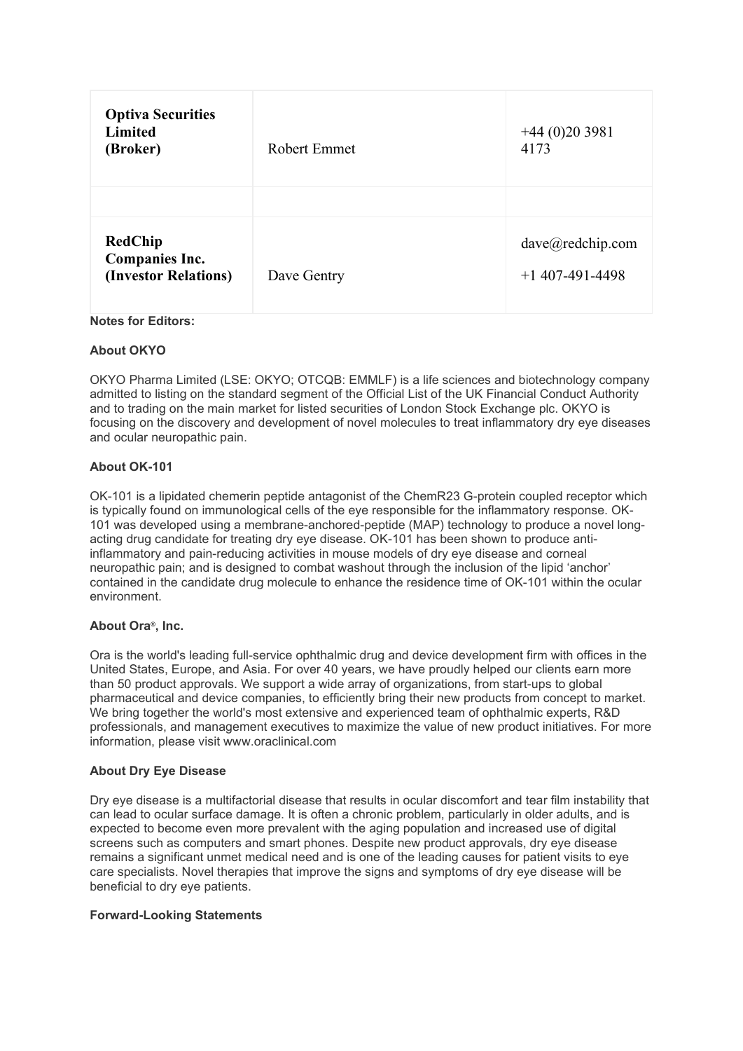| | | |
|---|---|---|
| **Optiva Securities Limited (Broker)** | Robert Emmet | +44 (0)20 3981 4173 |
| | | |
| **RedChip Companies Inc. (Investor Relations)** | Dave Gentry | dave@redchip.com<br>+1 407-491-4498 |

**Notes for Editors:**

**About OKYO**

OKYO Pharma Limited (LSE: OKYO; OTCQB: EMMLF) is a life sciences and biotechnology company admitted to listing on the standard segment of the Official List of the UK Financial Conduct Authority and to trading on the main market for listed securities of London Stock Exchange plc. OKYO is focusing on the discovery and development of novel molecules to treat inflammatory dry eye diseases and ocular neuropathic pain.

**About OK-101**

OK-101 is a lipidated chemerin peptide antagonist of the ChemR23 G-protein coupled receptor which is typically found on immunological cells of the eye responsible for the inflammatory response. OK-101 was developed using a membrane-anchored-peptide (MAP) technology to produce a novel long-acting drug candidate for treating dry eye disease. OK-101 has been shown to produce anti-inflammatory and pain-reducing activities in mouse models of dry eye disease and corneal neuropathic pain; and is designed to combat washout through the inclusion of the lipid 'anchor' contained in the candidate drug molecule to enhance the residence time of OK-101 within the ocular environment.

**About Ora®, Inc.**

Ora is the world's leading full-service ophthalmic drug and device development firm with offices in the United States, Europe, and Asia. For over 40 years, we have proudly helped our clients earn more than 50 product approvals. We support a wide array of organizations, from start-ups to global pharmaceutical and device companies, to efficiently bring their new products from concept to market. We bring together the world's most extensive and experienced team of ophthalmic experts, R&D professionals, and management executives to maximize the value of new product initiatives. For more information, please visit www.oraclinical.com

**About Dry Eye Disease**

Dry eye disease is a multifactorial disease that results in ocular discomfort and tear film instability that can lead to ocular surface damage. It is often a chronic problem, particularly in older adults, and is expected to become even more prevalent with the aging population and increased use of digital screens such as computers and smart phones. Despite new product approvals, dry eye disease remains a significant unmet medical need and is one of the leading causes for patient visits to eye care specialists. Novel therapies that improve the signs and symptoms of dry eye disease will be beneficial to dry eye patients.

**Forward-Looking Statements**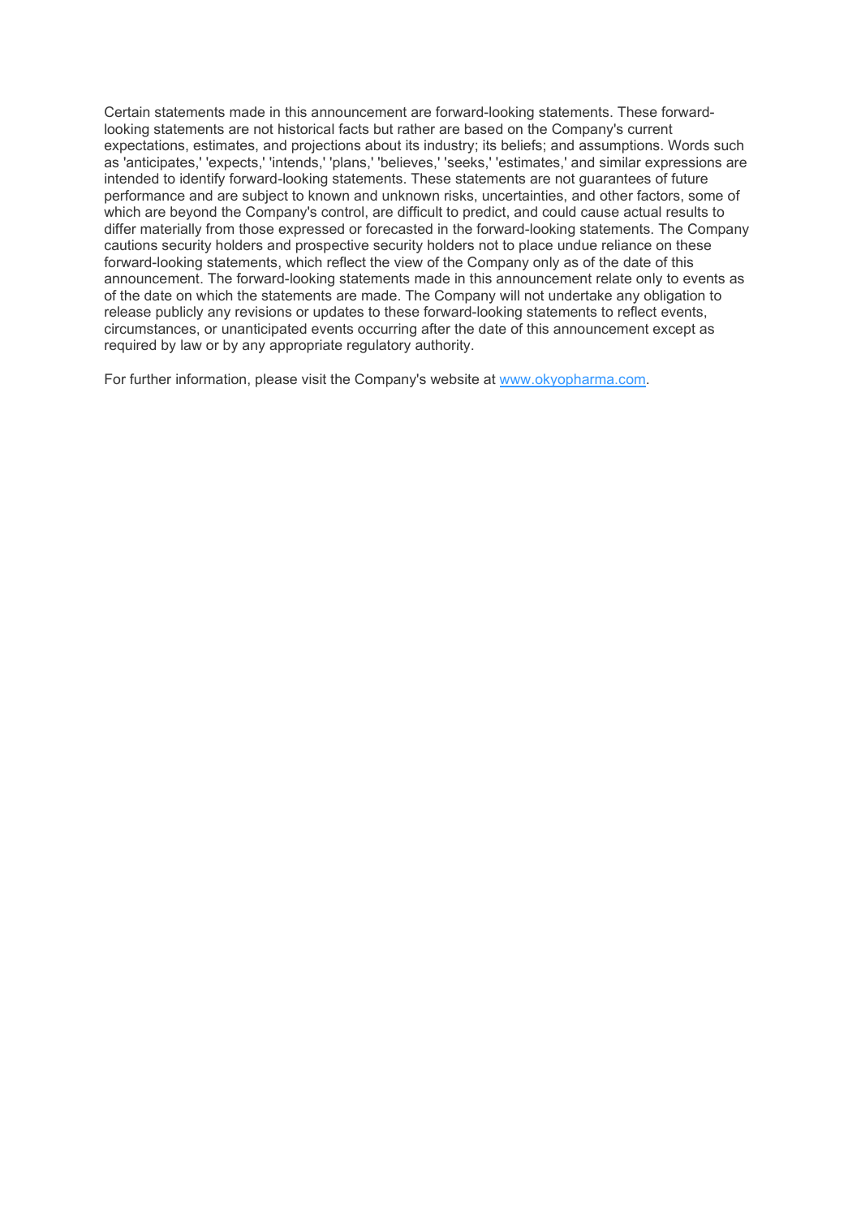Certain statements made in this announcement are forward-looking statements. These forward-looking statements are not historical facts but rather are based on the Company's current expectations, estimates, and projections about its industry; its beliefs; and assumptions. Words such as 'anticipates,' 'expects,' 'intends,' 'plans,' 'believes,' 'seeks,' 'estimates,' and similar expressions are intended to identify forward-looking statements. These statements are not guarantees of future performance and are subject to known and unknown risks, uncertainties, and other factors, some of which are beyond the Company's control, are difficult to predict, and could cause actual results to differ materially from those expressed or forecasted in the forward-looking statements. The Company cautions security holders and prospective security holders not to place undue reliance on these forward-looking statements, which reflect the view of the Company only as of the date of this announcement. The forward-looking statements made in this announcement relate only to events as of the date on which the statements are made. The Company will not undertake any obligation to release publicly any revisions or updates to these forward-looking statements to reflect events, circumstances, or unanticipated events occurring after the date of this announcement except as required by law or by any appropriate regulatory authority.

For further information, please visit the Company's website at [www.okyopharma.com](http://www.okyopharma.com).